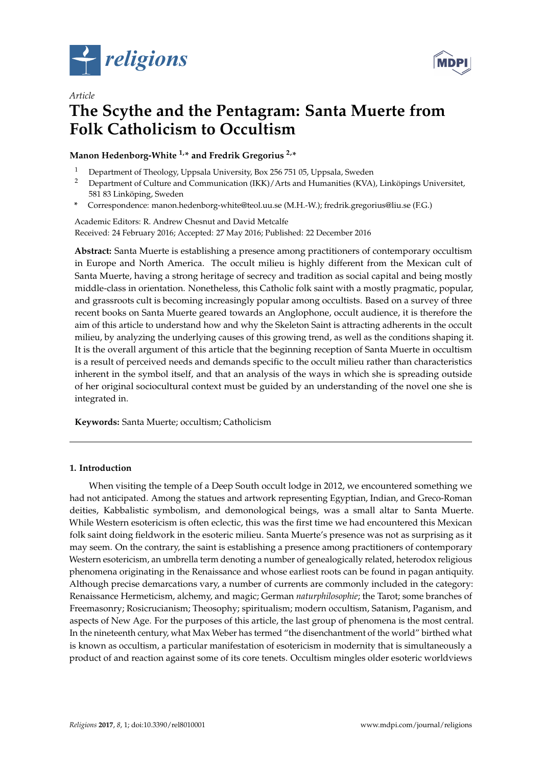*Article*

# The Scythe and the Pentagram: Santa Muerte from Folk Catholicism to Occultism

**Manon Hedenborg-White [1,*] and Fredrik Gregorius [2,*]**

1 Department of Theology, Uppsala University, Box 256 751 05, Uppsala, Sweden
2 Department of Culture and Communication (IKK)/Arts and Humanities (KVA), Linköpings Universitet, 581 83 Linköping, Sweden
* Correspondence: manon.hedenborg-white@teol.uu.se (M.H.-W.); fredrik.gregorius@liu.se (F.G.)

Academic Editors: R. Andrew Chesnut and David Metcalfe
Received: 24 February 2016; Accepted: 27 May 2016; Published: 22 December 2016

**Abstract:** Santa Muerte is establishing a presence among practitioners of contemporary occultism in Europe and North America. The occult milieu is highly different from the Mexican cult of Santa Muerte, having a strong heritage of secrecy and tradition as social capital and being mostly middle-class in orientation. Nonetheless, this Catholic folk saint with a mostly pragmatic, popular, and grassroots cult is becoming increasingly popular among occultists. Based on a survey of three recent books on Santa Muerte geared towards an Anglophone, occult audience, it is therefore the aim of this article to understand how and why the Skeleton Saint is attracting adherents in the occult milieu, by analyzing the underlying causes of this growing trend, as well as the conditions shaping it. It is the overall argument of this article that the beginning reception of Santa Muerte in occultism is a result of perceived needs and demands specific to the occult milieu rather than characteristics inherent in the symbol itself, and that an analysis of the ways in which she is spreading outside of her original sociocultural context must be guided by an understanding of the novel one she is integrated in.

**Keywords:** Santa Muerte; occultism; Catholicism

---

## 1. Introduction

When visiting the temple of a Deep South occult lodge in 2012, we encountered something we had not anticipated. Among the statues and artwork representing Egyptian, Indian, and Greco-Roman deities, Kabbalistic symbolism, and demonological beings, was a small altar to Santa Muerte. While Western esotericism is often eclectic, this was the first time we had encountered this Mexican folk saint doing fieldwork in the esoteric milieu. Santa Muerte's presence was not as surprising as it may seem. On the contrary, the saint is establishing a presence among practitioners of contemporary Western esotericism, an umbrella term denoting a number of genealogically related, heterodox religious phenomena originating in the Renaissance and whose earliest roots can be found in pagan antiquity. Although precise demarcations vary, a number of currents are commonly included in the category: Renaissance Hermeticism, alchemy, and magic; German *naturphilosophie*; the Tarot; some branches of Freemasonry; Rosicrucianism; Theosophy; spiritualism; modern occultism, Satanism, Paganism, and aspects of New Age. For the purposes of this article, the last group of phenomena is the most central. In the nineteenth century, what Max Weber has termed "the disenchantment of the world" birthed what is known as occultism, a particular manifestation of esotericism in modernity that is simultaneously a product of and reaction against some of its core tenets. Occultism mingles older esoteric worldviews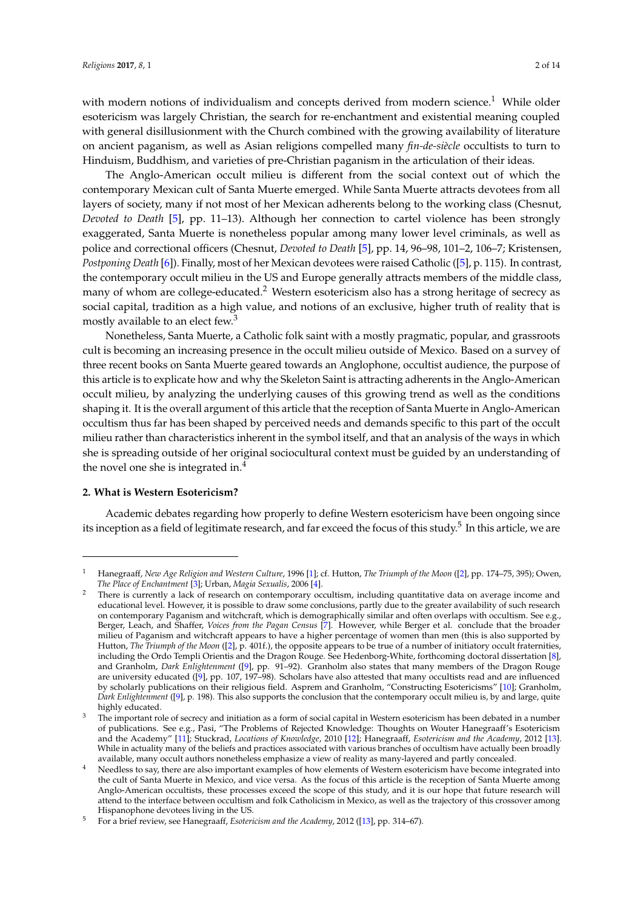with modern notions of individualism and concepts derived from modern science.[1] While older esotericism was largely Christian, the search for re-enchantment and existential meaning coupled with general disillusionment with the Church combined with the growing availability of literature on ancient paganism, as well as Asian religions compelled many *fin-de-siècle* occultists to turn to Hinduism, Buddhism, and varieties of pre-Christian paganism in the articulation of their ideas.

The Anglo-American occult milieu is different from the social context out of which the contemporary Mexican cult of Santa Muerte emerged. While Santa Muerte attracts devotees from all layers of society, many if not most of her Mexican adherents belong to the working class (Chesnut, *Devoted to Death* [5], pp. 11–13). Although her connection to cartel violence has been strongly exaggerated, Santa Muerte is nonetheless popular among many lower level criminals, as well as police and correctional officers (Chesnut, *Devoted to Death* [5], pp. 14, 96–98, 101–2, 106–7; Kristensen, *Postponing Death* [6]). Finally, most of her Mexican devotees were raised Catholic ([5], p. 115). In contrast, the contemporary occult milieu in the US and Europe generally attracts members of the middle class, many of whom are college-educated.[2] Western esotericism also has a strong heritage of secrecy as social capital, tradition as a high value, and notions of an exclusive, higher truth of reality that is mostly available to an elect few.[3]

Nonetheless, Santa Muerte, a Catholic folk saint with a mostly pragmatic, popular, and grassroots cult is becoming an increasing presence in the occult milieu outside of Mexico. Based on a survey of three recent books on Santa Muerte geared towards an Anglophone, occultist audience, the purpose of this article is to explicate how and why the Skeleton Saint is attracting adherents in the Anglo-American occult milieu, by analyzing the underlying causes of this growing trend as well as the conditions shaping it. It is the overall argument of this article that the reception of Santa Muerte in Anglo-American occultism thus far has been shaped by perceived needs and demands specific to this part of the occult milieu rather than characteristics inherent in the symbol itself, and that an analysis of the ways in which she is spreading outside of her original sociocultural context must be guided by an understanding of the novel one she is integrated in.[4]

## 2. What is Western Esotericism?

Academic debates regarding how properly to define Western esotericism have been ongoing since its inception as a field of legitimate research, and far exceed the focus of this study.[5] In this article, we are

---

[1] Hanegraaff, *New Age Religion and Western Culture*, 1996 [1]; cf. Hutton, *The Triumph of the Moon* ([2], pp. 174–75, 395); Owen, *The Place of Enchantment* [3]; Urban, *Magia Sexualis*, 2006 [4].

[2] There is currently a lack of research on contemporary occultism, including quantitative data on average income and educational level. However, it is possible to draw some conclusions, partly due to the greater availability of such research on contemporary Paganism and witchcraft, which is demographically similar and often overlaps with occultism. See e.g., Berger, Leach, and Shaffer, *Voices from the Pagan Census* [7]. However, while Berger et al. conclude that the broader milieu of Paganism and witchcraft appears to have a higher percentage of women than men (this is also supported by Hutton, *The Triumph of the Moon* ([2], p. 401f.), the opposite appears to be true of a number of initiatory occult fraternities, including the Ordo Templi Orientis and the Dragon Rouge. See Hedenborg-White, forthcoming doctoral dissertation [8], and Granholm, *Dark Enlightenment* ([9], pp. 91–92). Granholm also states that many members of the Dragon Rouge are university educated ([9], pp. 107, 197–98). Scholars have also attested that many occultists read and are influenced by scholarly publications on their religious field. Asprem and Granholm, "Constructing Esotericisms" [10]; Granholm, *Dark Enlightenment* ([9], p. 198). This also supports the conclusion that the contemporary occult milieu is, by and large, quite highly educated.

[3] The important role of secrecy and initiation as a form of social capital in Western esotericism has been debated in a number of publications. See e.g., Pasi, "The Problems of Rejected Knowledge: Thoughts on Wouter Hanegraaff's Esotericism and the Academy" [11]; Stuckrad, *Locations of Knowledge*, 2010 [12]; Hanegraaff, *Esotericism and the Academy*, 2012 [13]. While in actuality many of the beliefs and practices associated with various branches of occultism have actually been broadly available, many occult authors nonetheless emphasize a view of reality as many-layered and partly concealed.

[4] Needless to say, there are also important examples of how elements of Western esotericism have become integrated into the cult of Santa Muerte in Mexico, and vice versa. As the focus of this article is the reception of Santa Muerte among Anglo-American occultists, these processes exceed the scope of this study, and it is our hope that future research will attend to the interface between occultism and folk Catholicism in Mexico, as well as the trajectory of this crossover among Hispanophone devotees living in the US.

[5] For a brief review, see Hanegraaff, *Esotericism and the Academy*, 2012 ([13], pp. 314–67).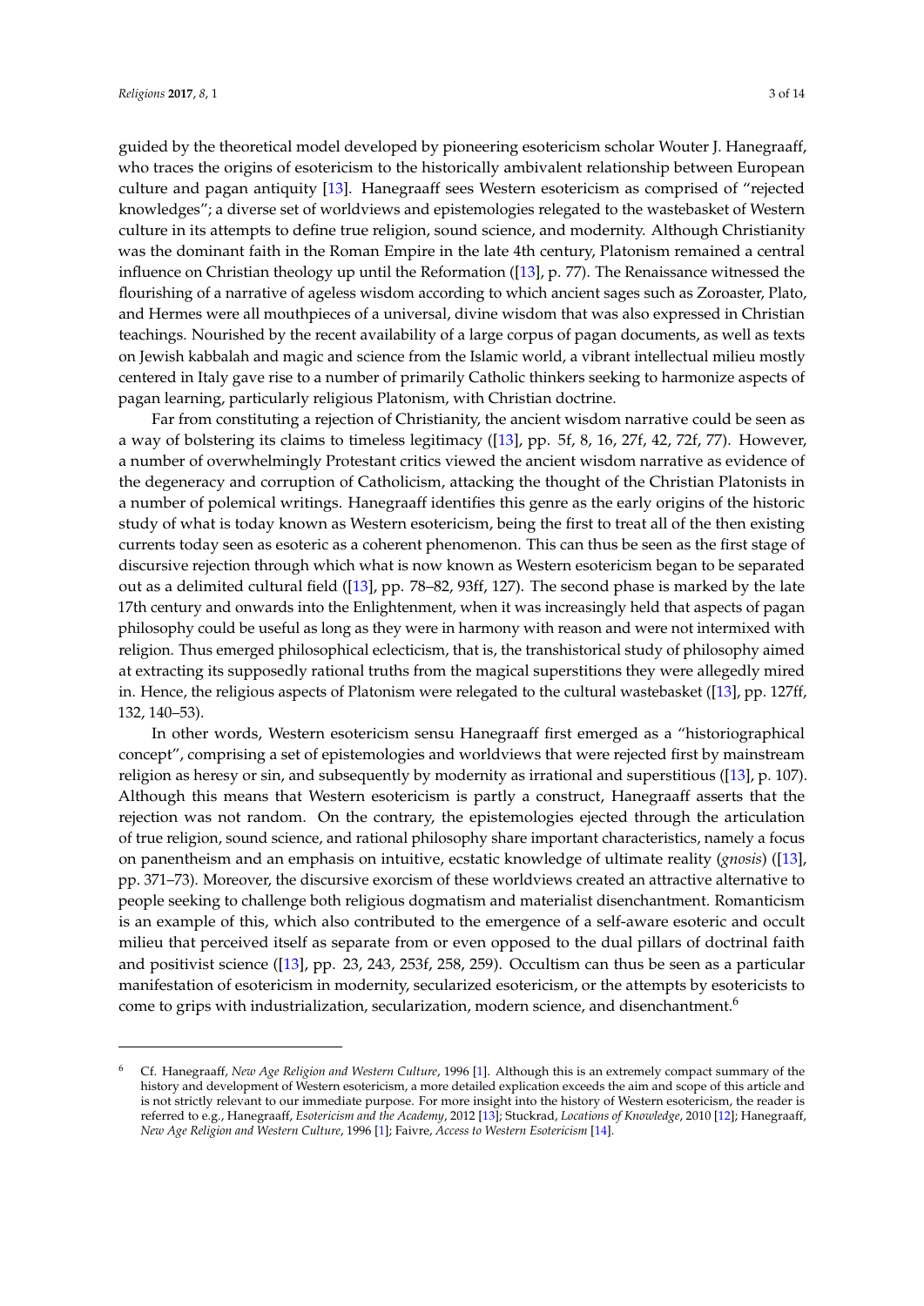guided by the theoretical model developed by pioneering esotericism scholar Wouter J. Hanegraaff, who traces the origins of esotericism to the historically ambivalent relationship between European culture and pagan antiquity [13]. Hanegraaff sees Western esotericism as comprised of "rejected knowledges"; a diverse set of worldviews and epistemologies relegated to the wastebasket of Western culture in its attempts to define true religion, sound science, and modernity. Although Christianity was the dominant faith in the Roman Empire in the late 4th century, Platonism remained a central influence on Christian theology up until the Reformation ([13], p. 77). The Renaissance witnessed the flourishing of a narrative of ageless wisdom according to which ancient sages such as Zoroaster, Plato, and Hermes were all mouthpieces of a universal, divine wisdom that was also expressed in Christian teachings. Nourished by the recent availability of a large corpus of pagan documents, as well as texts on Jewish kabbalah and magic and science from the Islamic world, a vibrant intellectual milieu mostly centered in Italy gave rise to a number of primarily Catholic thinkers seeking to harmonize aspects of pagan learning, particularly religious Platonism, with Christian doctrine.

Far from constituting a rejection of Christianity, the ancient wisdom narrative could be seen as a way of bolstering its claims to timeless legitimacy ([13], pp. 5f, 8, 16, 27f, 42, 72f, 77). However, a number of overwhelmingly Protestant critics viewed the ancient wisdom narrative as evidence of the degeneracy and corruption of Catholicism, attacking the thought of the Christian Platonists in a number of polemical writings. Hanegraaff identifies this genre as the early origins of the historic study of what is today known as Western esotericism, being the first to treat all of the then existing currents today seen as esoteric as a coherent phenomenon. This can thus be seen as the first stage of discursive rejection through which what is now known as Western esotericism began to be separated out as a delimited cultural field ([13], pp. 78–82, 93ff, 127). The second phase is marked by the late 17th century and onwards into the Enlightenment, when it was increasingly held that aspects of pagan philosophy could be useful as long as they were in harmony with reason and were not intermixed with religion. Thus emerged philosophical eclecticism, that is, the transhistorical study of philosophy aimed at extracting its supposedly rational truths from the magical superstitions they were allegedly mired in. Hence, the religious aspects of Platonism were relegated to the cultural wastebasket ([13], pp. 127ff, 132, 140–53).

In other words, Western esotericism sensu Hanegraaff first emerged as a "historiographical concept", comprising a set of epistemologies and worldviews that were rejected first by mainstream religion as heresy or sin, and subsequently by modernity as irrational and superstitious ([13], p. 107). Although this means that Western esotericism is partly a construct, Hanegraaff asserts that the rejection was not random. On the contrary, the epistemologies ejected through the articulation of true religion, sound science, and rational philosophy share important characteristics, namely a focus on panentheism and an emphasis on intuitive, ecstatic knowledge of ultimate reality (*gnosis*) ([13], pp. 371–73). Moreover, the discursive exorcism of these worldviews created an attractive alternative to people seeking to challenge both religious dogmatism and materialist disenchantment. Romanticism is an example of this, which also contributed to the emergence of a self-aware esoteric and occult milieu that perceived itself as separate from or even opposed to the dual pillars of doctrinal faith and positivist science ([13], pp. 23, 243, 253f, 258, 259). Occultism can thus be seen as a particular manifestation of esotericism in modernity, secularized esotericism, or the attempts by esotericists to come to grips with industrialization, secularization, modern science, and disenchantment.[6]

---

[6] Cf. Hanegraaff, *New Age Religion and Western Culture*, 1996 [1]. Although this is an extremely compact summary of the history and development of Western esotericism, a more detailed explication exceeds the aim and scope of this article and is not strictly relevant to our immediate purpose. For more insight into the history of Western esotericism, the reader is referred to e.g., Hanegraaff, *Esotericism and the Academy*, 2012 [13]; Stuckrad, *Locations of Knowledge*, 2010 [12]; Hanegraaff, *New Age Religion and Western Culture*, 1996 [1]; Faivre, *Access to Western Esotericism* [14].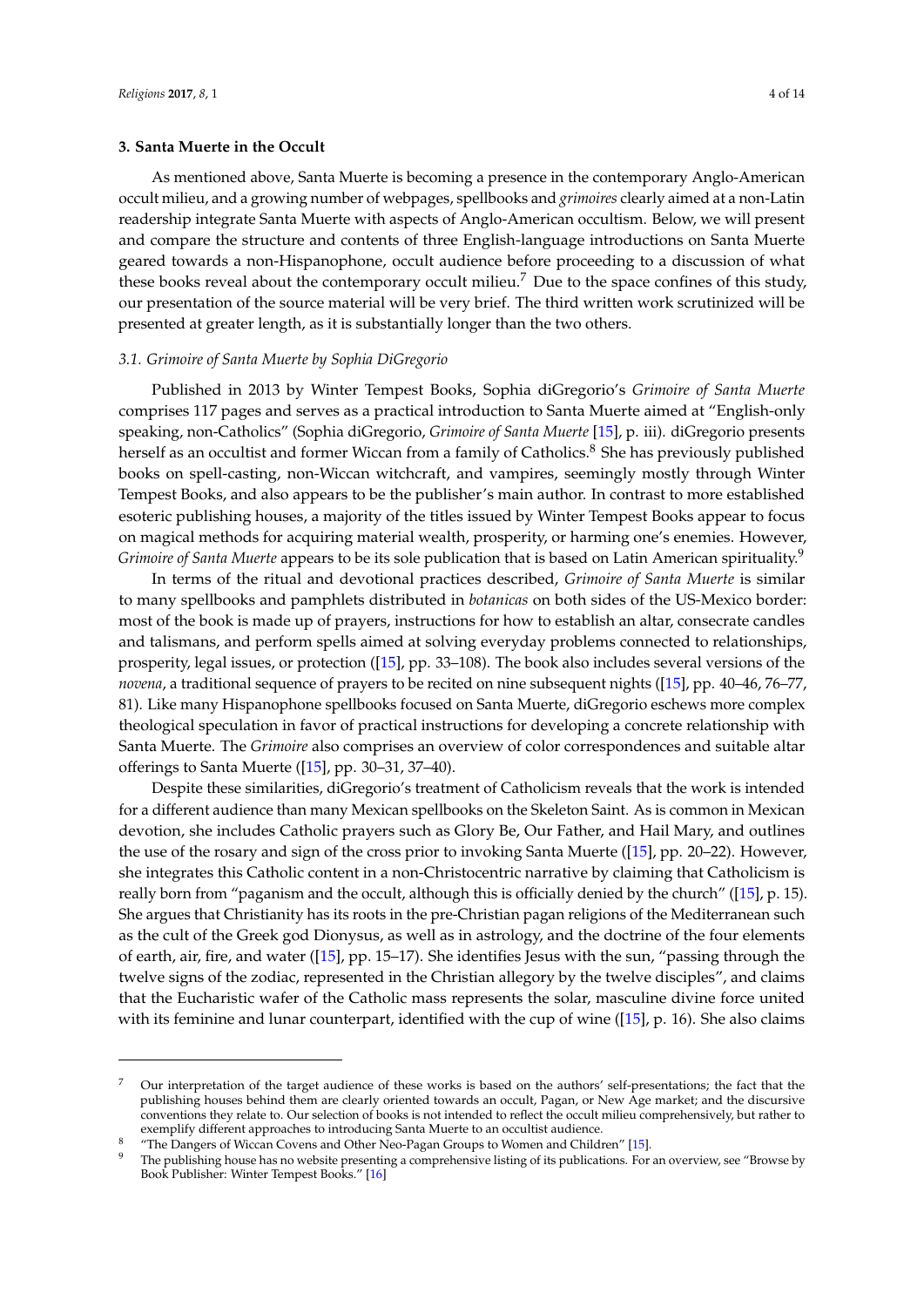## 3. Santa Muerte in the Occult

As mentioned above, Santa Muerte is becoming a presence in the contemporary Anglo-American occult milieu, and a growing number of webpages, spellbooks and *grimoires* clearly aimed at a non-Latin readership integrate Santa Muerte with aspects of Anglo-American occultism. Below, we will present and compare the structure and contents of three English-language introductions on Santa Muerte geared towards a non-Hispanophone, occult audience before proceeding to a discussion of what these books reveal about the contemporary occult milieu.[7] Due to the space confines of this study, our presentation of the source material will be very brief. The third written work scrutinized will be presented at greater length, as it is substantially longer than the two others.

### *3.1. Grimoire of Santa Muerte by Sophia DiGregorio*

Published in 2013 by Winter Tempest Books, Sophia diGregorio's *Grimoire of Santa Muerte* comprises 117 pages and serves as a practical introduction to Santa Muerte aimed at "English-only speaking, non-Catholics" (Sophia diGregorio, *Grimoire of Santa Muerte* [15], p. iii). diGregorio presents herself as an occultist and former Wiccan from a family of Catholics.[8] She has previously published books on spell-casting, non-Wiccan witchcraft, and vampires, seemingly mostly through Winter Tempest Books, and also appears to be the publisher's main author. In contrast to more established esoteric publishing houses, a majority of the titles issued by Winter Tempest Books appear to focus on magical methods for acquiring material wealth, prosperity, or harming one's enemies. However, *Grimoire of Santa Muerte* appears to be its sole publication that is based on Latin American spirituality.[9]

In terms of the ritual and devotional practices described, *Grimoire of Santa Muerte* is similar to many spellbooks and pamphlets distributed in *botanicas* on both sides of the US-Mexico border: most of the book is made up of prayers, instructions for how to establish an altar, consecrate candles and talismans, and perform spells aimed at solving everyday problems connected to relationships, prosperity, legal issues, or protection ([15], pp. 33–108). The book also includes several versions of the *novena*, a traditional sequence of prayers to be recited on nine subsequent nights ([15], pp. 40–46, 76–77, 81). Like many Hispanophone spellbooks focused on Santa Muerte, diGregorio eschews more complex theological speculation in favor of practical instructions for developing a concrete relationship with Santa Muerte. The *Grimoire* also comprises an overview of color correspondences and suitable altar offerings to Santa Muerte ([15], pp. 30–31, 37–40).

Despite these similarities, diGregorio's treatment of Catholicism reveals that the work is intended for a different audience than many Mexican spellbooks on the Skeleton Saint. As is common in Mexican devotion, she includes Catholic prayers such as Glory Be, Our Father, and Hail Mary, and outlines the use of the rosary and sign of the cross prior to invoking Santa Muerte ([15], pp. 20–22). However, she integrates this Catholic content in a non-Christocentric narrative by claiming that Catholicism is really born from "paganism and the occult, although this is officially denied by the church" ([15], p. 15). She argues that Christianity has its roots in the pre-Christian pagan religions of the Mediterranean such as the cult of the Greek god Dionysus, as well as in astrology, and the doctrine of the four elements of earth, air, fire, and water ([15], pp. 15–17). She identifies Jesus with the sun, "passing through the twelve signs of the zodiac, represented in the Christian allegory by the twelve disciples", and claims that the Eucharistic wafer of the Catholic mass represents the solar, masculine divine force united with its feminine and lunar counterpart, identified with the cup of wine ([15], p. 16). She also claims

---

[7] Our interpretation of the target audience of these works is based on the authors' self-presentations; the fact that the publishing houses behind them are clearly oriented towards an occult, Pagan, or New Age market; and the discursive conventions they relate to. Our selection of books is not intended to reflect the occult milieu comprehensively, but rather to exemplify different approaches to introducing Santa Muerte to an occultist audience.

[8] "The Dangers of Wiccan Covens and Other Neo-Pagan Groups to Women and Children" [15].

[9] The publishing house has no website presenting a comprehensive listing of its publications. For an overview, see "Browse by Book Publisher: Winter Tempest Books." [16]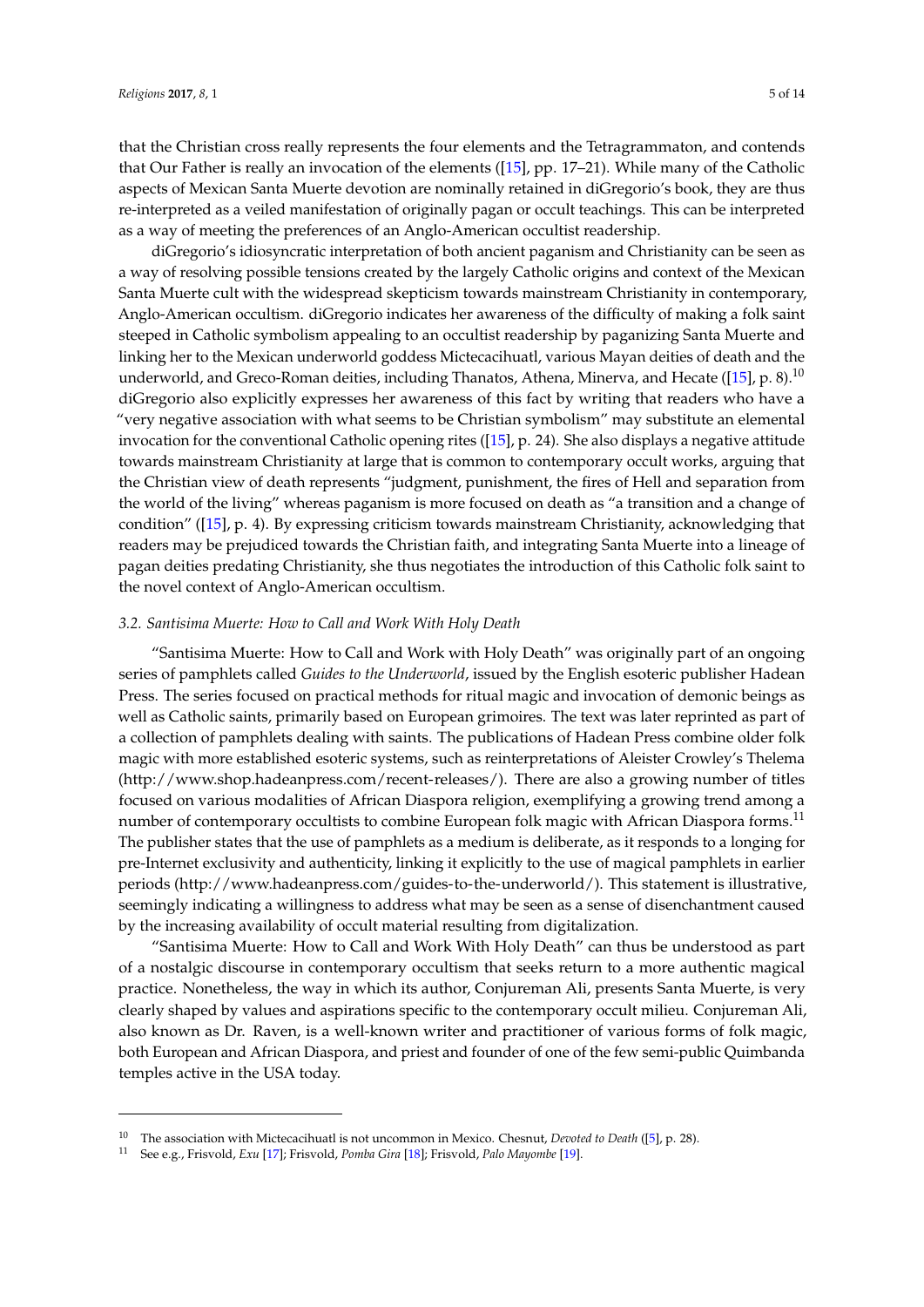that the Christian cross really represents the four elements and the Tetragrammaton, and contends that Our Father is really an invocation of the elements ([15], pp. 17–21). While many of the Catholic aspects of Mexican Santa Muerte devotion are nominally retained in diGregorio's book, they are thus re-interpreted as a veiled manifestation of originally pagan or occult teachings. This can be interpreted as a way of meeting the preferences of an Anglo-American occultist readership.

diGregorio's idiosyncratic interpretation of both ancient paganism and Christianity can be seen as a way of resolving possible tensions created by the largely Catholic origins and context of the Mexican Santa Muerte cult with the widespread skepticism towards mainstream Christianity in contemporary, Anglo-American occultism. diGregorio indicates her awareness of the difficulty of making a folk saint steeped in Catholic symbolism appealing to an occultist readership by paganizing Santa Muerte and linking her to the Mexican underworld goddess Mictecacihuatl, various Mayan deities of death and the underworld, and Greco-Roman deities, including Thanatos, Athena, Minerva, and Hecate ([15], p. 8).[10] diGregorio also explicitly expresses her awareness of this fact by writing that readers who have a "very negative association with what seems to be Christian symbolism" may substitute an elemental invocation for the conventional Catholic opening rites ([15], p. 24). She also displays a negative attitude towards mainstream Christianity at large that is common to contemporary occult works, arguing that the Christian view of death represents "judgment, punishment, the fires of Hell and separation from the world of the living" whereas paganism is more focused on death as "a transition and a change of condition" ([15], p. 4). By expressing criticism towards mainstream Christianity, acknowledging that readers may be prejudiced towards the Christian faith, and integrating Santa Muerte into a lineage of pagan deities predating Christianity, she thus negotiates the introduction of this Catholic folk saint to the novel context of Anglo-American occultism.

### *3.2. Santisima Muerte: How to Call and Work With Holy Death*

"Santisima Muerte: How to Call and Work with Holy Death" was originally part of an ongoing series of pamphlets called *Guides to the Underworld*, issued by the English esoteric publisher Hadean Press. The series focused on practical methods for ritual magic and invocation of demonic beings as well as Catholic saints, primarily based on European grimoires. The text was later reprinted as part of a collection of pamphlets dealing with saints. The publications of Hadean Press combine older folk magic with more established esoteric systems, such as reinterpretations of Aleister Crowley's Thelema (http://www.shop.hadeanpress.com/recent-releases/). There are also a growing number of titles focused on various modalities of African Diaspora religion, exemplifying a growing trend among a number of contemporary occultists to combine European folk magic with African Diaspora forms.[11] The publisher states that the use of pamphlets as a medium is deliberate, as it responds to a longing for pre-Internet exclusivity and authenticity, linking it explicitly to the use of magical pamphlets in earlier periods (http://www.hadeanpress.com/guides-to-the-underworld/). This statement is illustrative, seemingly indicating a willingness to address what may be seen as a sense of disenchantment caused by the increasing availability of occult material resulting from digitalization.

"Santisima Muerte: How to Call and Work With Holy Death" can thus be understood as part of a nostalgic discourse in contemporary occultism that seeks return to a more authentic magical practice. Nonetheless, the way in which its author, Conjureman Ali, presents Santa Muerte, is very clearly shaped by values and aspirations specific to the contemporary occult milieu. Conjureman Ali, also known as Dr. Raven, is a well-known writer and practitioner of various forms of folk magic, both European and African Diaspora, and priest and founder of one of the few semi-public Quimbanda temples active in the USA today.

---

[10] The association with Mictecacihuatl is not uncommon in Mexico. Chesnut, *Devoted to Death* ([5], p. 28).

[11] See e.g., Frisvold, *Exu* [17]; Frisvold, *Pomba Gira* [18]; Frisvold, *Palo Mayombe* [19].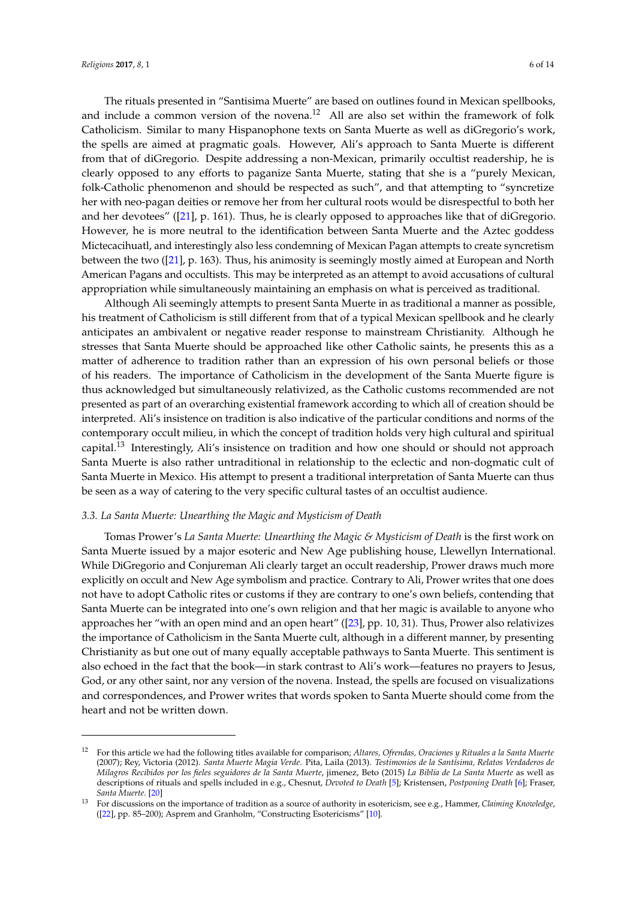The rituals presented in "Santisima Muerte" are based on outlines found in Mexican spellbooks, and include a common version of the novena.[12] All are also set within the framework of folk Catholicism. Similar to many Hispanophone texts on Santa Muerte as well as diGregorio's work, the spells are aimed at pragmatic goals. However, Ali's approach to Santa Muerte is different from that of diGregorio. Despite addressing a non-Mexican, primarily occultist readership, he is clearly opposed to any efforts to paganize Santa Muerte, stating that she is a "purely Mexican, folk-Catholic phenomenon and should be respected as such", and that attempting to "syncretize her with neo-pagan deities or remove her from her cultural roots would be disrespectful to both her and her devotees" ([21], p. 161). Thus, he is clearly opposed to approaches like that of diGregorio. However, he is more neutral to the identification between Santa Muerte and the Aztec goddess Mictecacihuatl, and interestingly also less condemning of Mexican Pagan attempts to create syncretism between the two ([21], p. 163). Thus, his animosity is seemingly mostly aimed at European and North American Pagans and occultists. This may be interpreted as an attempt to avoid accusations of cultural appropriation while simultaneously maintaining an emphasis on what is perceived as traditional.

Although Ali seemingly attempts to present Santa Muerte in as traditional a manner as possible, his treatment of Catholicism is still different from that of a typical Mexican spellbook and he clearly anticipates an ambivalent or negative reader response to mainstream Christianity. Although he stresses that Santa Muerte should be approached like other Catholic saints, he presents this as a matter of adherence to tradition rather than an expression of his own personal beliefs or those of his readers. The importance of Catholicism in the development of the Santa Muerte figure is thus acknowledged but simultaneously relativized, as the Catholic customs recommended are not presented as part of an overarching existential framework according to which all of creation should be interpreted. Ali's insistence on tradition is also indicative of the particular conditions and norms of the contemporary occult milieu, in which the concept of tradition holds very high cultural and spiritual capital.[13] Interestingly, Ali's insistence on tradition and how one should or should not approach Santa Muerte is also rather untraditional in relationship to the eclectic and non-dogmatic cult of Santa Muerte in Mexico. His attempt to present a traditional interpretation of Santa Muerte can thus be seen as a way of catering to the very specific cultural tastes of an occultist audience.

### *3.3. La Santa Muerte: Unearthing the Magic and Mysticism of Death*

Tomas Prower's *La Santa Muerte: Unearthing the Magic & Mysticism of Death* is the first work on Santa Muerte issued by a major esoteric and New Age publishing house, Llewellyn International. While DiGregorio and Conjureman Ali clearly target an occult readership, Prower draws much more explicitly on occult and New Age symbolism and practice. Contrary to Ali, Prower writes that one does not have to adopt Catholic rites or customs if they are contrary to one's own beliefs, contending that Santa Muerte can be integrated into one's own religion and that her magic is available to anyone who approaches her "with an open mind and an open heart" ([23], pp. 10, 31). Thus, Prower also relativizes the importance of Catholicism in the Santa Muerte cult, although in a different manner, by presenting Christianity as but one out of many equally acceptable pathways to Santa Muerte. This sentiment is also echoed in the fact that the book—in stark contrast to Ali's work—features no prayers to Jesus, God, or any other saint, nor any version of the novena. Instead, the spells are focused on visualizations and correspondences, and Prower writes that words spoken to Santa Muerte should come from the heart and not be written down.

---

[12] For this article we had the following titles available for comparison; *Altares, Ofrendas, Oraciones y Rituales a la Santa Muerte* (2007); Rey, Victoria (2012). *Santa Muerte Magia Verde*. Pita, Laila (2013). *Testimonios de la Santísima, Relatos Verdaderos de Milagros Recibidos por los fieles seguidores de la Santa Muerte*, jimenez, Beto (2015) *La Biblia de La Santa Muerte* as well as descriptions of rituals and spells included in e.g., Chesnut, *Devoted to Death* [5]; Kristensen, *Postponing Death* [6]; Fraser, *Santa Muerte*. [20]

[13] For discussions on the importance of tradition as a source of authority in esotericism, see e.g., Hammer, *Claiming Knowledge*, ([22], pp. 85–200); Asprem and Granholm, "Constructing Esotericisms" [10].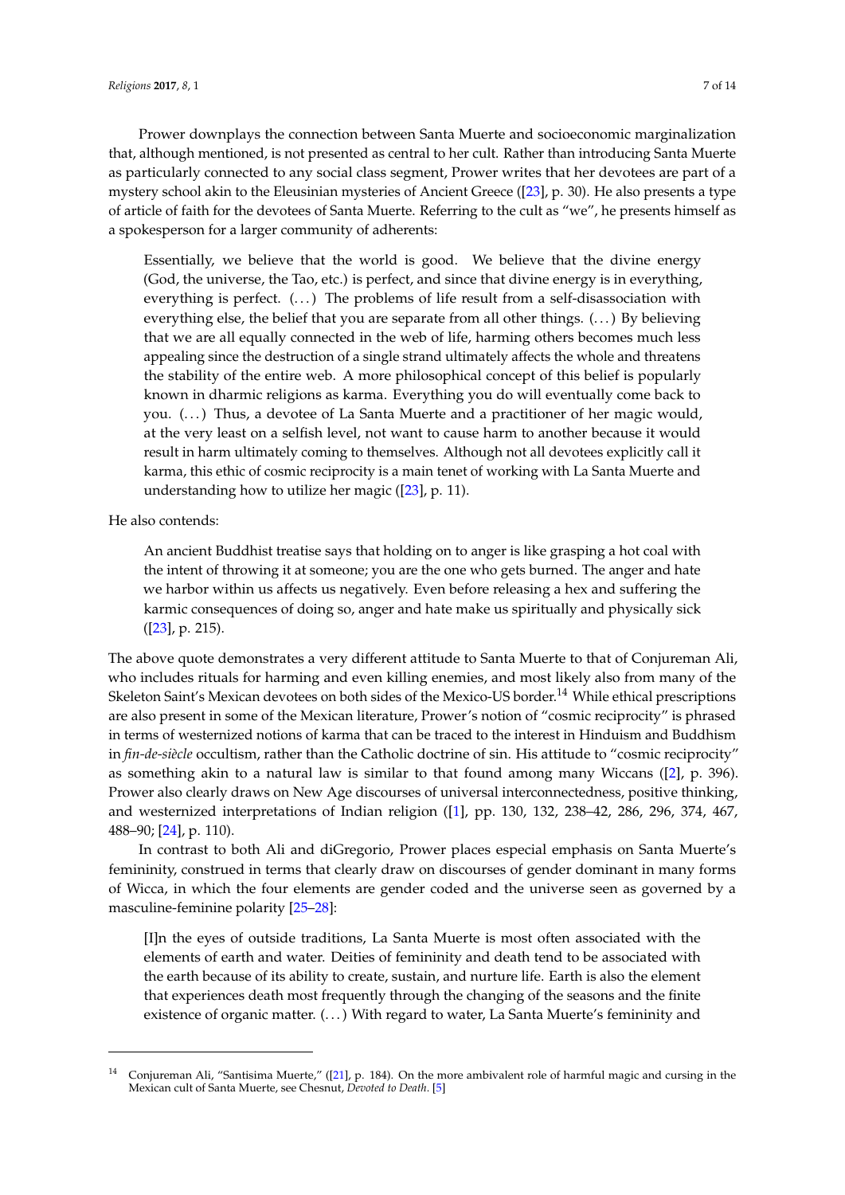Prower downplays the connection between Santa Muerte and socioeconomic marginalization that, although mentioned, is not presented as central to her cult. Rather than introducing Santa Muerte as particularly connected to any social class segment, Prower writes that her devotees are part of a mystery school akin to the Eleusinian mysteries of Ancient Greece ([23], p. 30). He also presents a type of article of faith for the devotees of Santa Muerte. Referring to the cult as "we", he presents himself as a spokesperson for a larger community of adherents:

> Essentially, we believe that the world is good. We believe that the divine energy (God, the universe, the Tao, etc.) is perfect, and since that divine energy is in everything, everything is perfect. (...) The problems of life result from a self-disassociation with everything else, the belief that you are separate from all other things. (...) By believing that we are all equally connected in the web of life, harming others becomes much less appealing since the destruction of a single strand ultimately affects the whole and threatens the stability of the entire web. A more philosophical concept of this belief is popularly known in dharmic religions as karma. Everything you do will eventually come back to you. (...) Thus, a devotee of La Santa Muerte and a practitioner of her magic would, at the very least on a selfish level, not want to cause harm to another because it would result in harm ultimately coming to themselves. Although not all devotees explicitly call it karma, this ethic of cosmic reciprocity is a main tenet of working with La Santa Muerte and understanding how to utilize her magic ([23], p. 11).

He also contends:

> An ancient Buddhist treatise says that holding on to anger is like grasping a hot coal with the intent of throwing it at someone; you are the one who gets burned. The anger and hate we harbor within us affects us negatively. Even before releasing a hex and suffering the karmic consequences of doing so, anger and hate make us spiritually and physically sick ([23], p. 215).

The above quote demonstrates a very different attitude to Santa Muerte to that of Conjureman Ali, who includes rituals for harming and even killing enemies, and most likely also from many of the Skeleton Saint's Mexican devotees on both sides of the Mexico-US border.[14] While ethical prescriptions are also present in some of the Mexican literature, Prower's notion of "cosmic reciprocity" is phrased in terms of westernized notions of karma that can be traced to the interest in Hinduism and Buddhism in *fin-de-siècle* occultism, rather than the Catholic doctrine of sin. His attitude to "cosmic reciprocity" as something akin to a natural law is similar to that found among many Wiccans ([2], p. 396). Prower also clearly draws on New Age discourses of universal interconnectedness, positive thinking, and westernized interpretations of Indian religion ([1], pp. 130, 132, 238–42, 286, 296, 374, 467, 488–90; [24], p. 110).

In contrast to both Ali and diGregorio, Prower places especial emphasis on Santa Muerte's femininity, construed in terms that clearly draw on discourses of gender dominant in many forms of Wicca, in which the four elements are gender coded and the universe seen as governed by a masculine-feminine polarity [25–28]:

> [I]n the eyes of outside traditions, La Santa Muerte is most often associated with the elements of earth and water. Deities of femininity and death tend to be associated with the earth because of its ability to create, sustain, and nurture life. Earth is also the element that experiences death most frequently through the changing of the seasons and the finite existence of organic matter. (...) With regard to water, La Santa Muerte's femininity and

[14] Conjureman Ali, "Santisima Muerte," ([21], p. 184). On the more ambivalent role of harmful magic and cursing in the Mexican cult of Santa Muerte, see Chesnut, *Devoted to Death*. [5]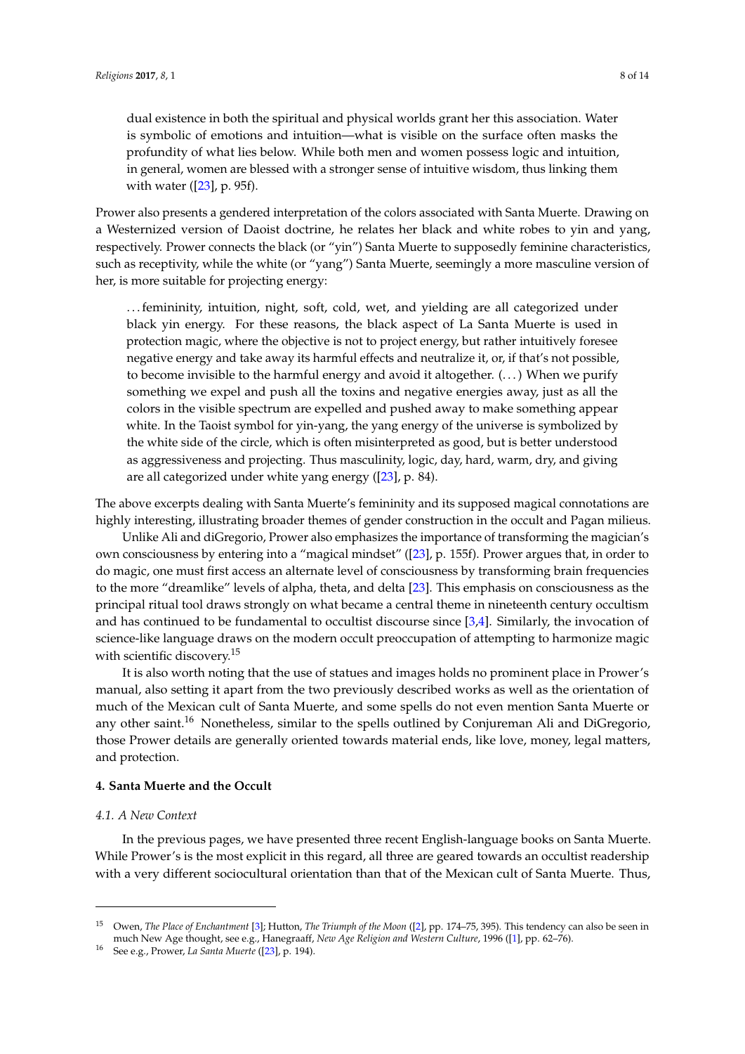> dual existence in both the spiritual and physical worlds grant her this association. Water is symbolic of emotions and intuition—what is visible on the surface often masks the profundity of what lies below. While both men and women possess logic and intuition, in general, women are blessed with a stronger sense of intuitive wisdom, thus linking them with water ([23], p. 95f).

Prower also presents a gendered interpretation of the colors associated with Santa Muerte. Drawing on a Westernized version of Daoist doctrine, he relates her black and white robes to yin and yang, respectively. Prower connects the black (or "yin") Santa Muerte to supposedly feminine characteristics, such as receptivity, while the white (or "yang") Santa Muerte, seemingly a more masculine version of her, is more suitable for projecting energy:

> . . . femininity, intuition, night, soft, cold, wet, and yielding are all categorized under black yin energy. For these reasons, the black aspect of La Santa Muerte is used in protection magic, where the objective is not to project energy, but rather intuitively foresee negative energy and take away its harmful effects and neutralize it, or, if that's not possible, to become invisible to the harmful energy and avoid it altogether. (. . . ) When we purify something we expel and push all the toxins and negative energies away, just as all the colors in the visible spectrum are expelled and pushed away to make something appear white. In the Taoist symbol for yin-yang, the yang energy of the universe is symbolized by the white side of the circle, which is often misinterpreted as good, but is better understood as aggressiveness and projecting. Thus masculinity, logic, day, hard, warm, dry, and giving are all categorized under white yang energy ([23], p. 84).

The above excerpts dealing with Santa Muerte's femininity and its supposed magical connotations are highly interesting, illustrating broader themes of gender construction in the occult and Pagan milieus.

Unlike Ali and diGregorio, Prower also emphasizes the importance of transforming the magician's own consciousness by entering into a "magical mindset" ([23], p. 155f). Prower argues that, in order to do magic, one must first access an alternate level of consciousness by transforming brain frequencies to the more "dreamlike" levels of alpha, theta, and delta [23]. This emphasis on consciousness as the principal ritual tool draws strongly on what became a central theme in nineteenth century occultism and has continued to be fundamental to occultist discourse since [3,4]. Similarly, the invocation of science-like language draws on the modern occult preoccupation of attempting to harmonize magic with scientific discovery.[15]

It is also worth noting that the use of statues and images holds no prominent place in Prower's manual, also setting it apart from the two previously described works as well as the orientation of much of the Mexican cult of Santa Muerte, and some spells do not even mention Santa Muerte or any other saint.[16] Nonetheless, similar to the spells outlined by Conjureman Ali and DiGregorio, those Prower details are generally oriented towards material ends, like love, money, legal matters, and protection.

## 4. Santa Muerte and the Occult

### *4.1. A New Context*

In the previous pages, we have presented three recent English-language books on Santa Muerte. While Prower's is the most explicit in this regard, all three are geared towards an occultist readership with a very different sociocultural orientation than that of the Mexican cult of Santa Muerte. Thus,

---

[15] Owen, *The Place of Enchantment* [3]; Hutton, *The Triumph of the Moon* ([2], pp. 174–75, 395). This tendency can also be seen in much New Age thought, see e.g., Hanegraaff, *New Age Religion and Western Culture*, 1996 ([1], pp. 62–76).

[16] See e.g., Prower, *La Santa Muerte* ([23], p. 194).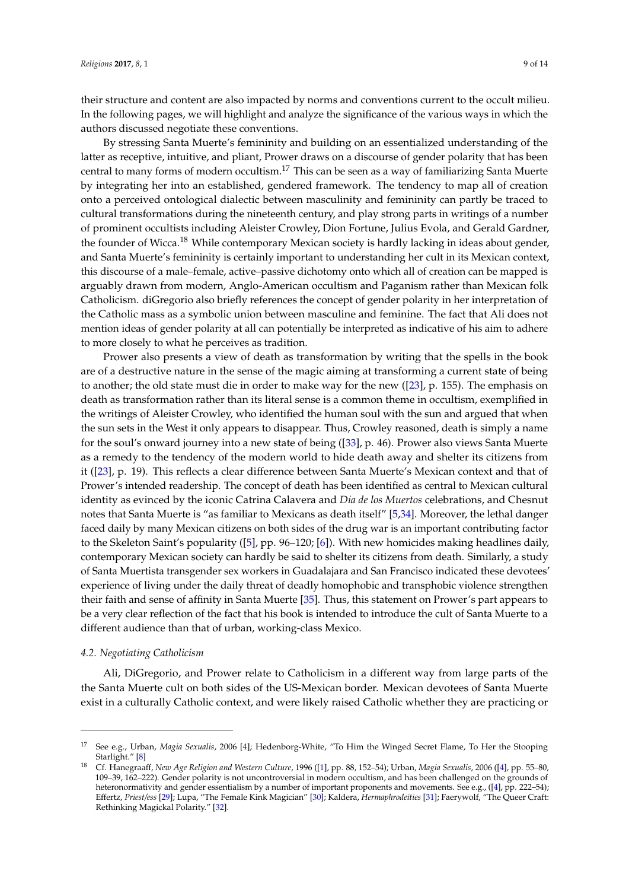their structure and content are also impacted by norms and conventions current to the occult milieu. In the following pages, we will highlight and analyze the significance of the various ways in which the authors discussed negotiate these conventions.

By stressing Santa Muerte's femininity and building on an essentialized understanding of the latter as receptive, intuitive, and pliant, Prower draws on a discourse of gender polarity that has been central to many forms of modern occultism.[17] This can be seen as a way of familiarizing Santa Muerte by integrating her into an established, gendered framework. The tendency to map all of creation onto a perceived ontological dialectic between masculinity and femininity can partly be traced to cultural transformations during the nineteenth century, and play strong parts in writings of a number of prominent occultists including Aleister Crowley, Dion Fortune, Julius Evola, and Gerald Gardner, the founder of Wicca.[18] While contemporary Mexican society is hardly lacking in ideas about gender, and Santa Muerte's femininity is certainly important to understanding her cult in its Mexican context, this discourse of a male–female, active–passive dichotomy onto which all of creation can be mapped is arguably drawn from modern, Anglo-American occultism and Paganism rather than Mexican folk Catholicism. diGregorio also briefly references the concept of gender polarity in her interpretation of the Catholic mass as a symbolic union between masculine and feminine. The fact that Ali does not mention ideas of gender polarity at all can potentially be interpreted as indicative of his aim to adhere to more closely to what he perceives as tradition.

Prower also presents a view of death as transformation by writing that the spells in the book are of a destructive nature in the sense of the magic aiming at transforming a current state of being to another; the old state must die in order to make way for the new ([23], p. 155). The emphasis on death as transformation rather than its literal sense is a common theme in occultism, exemplified in the writings of Aleister Crowley, who identified the human soul with the sun and argued that when the sun sets in the West it only appears to disappear. Thus, Crowley reasoned, death is simply a name for the soul's onward journey into a new state of being ([33], p. 46). Prower also views Santa Muerte as a remedy to the tendency of the modern world to hide death away and shelter its citizens from it ([23], p. 19). This reflects a clear difference between Santa Muerte's Mexican context and that of Prower's intended readership. The concept of death has been identified as central to Mexican cultural identity as evinced by the iconic Catrina Calavera and *Dia de los Muertos* celebrations, and Chesnut notes that Santa Muerte is "as familiar to Mexicans as death itself" [5,34]. Moreover, the lethal danger faced daily by many Mexican citizens on both sides of the drug war is an important contributing factor to the Skeleton Saint's popularity ([5], pp. 96–120; [6]). With new homicides making headlines daily, contemporary Mexican society can hardly be said to shelter its citizens from death. Similarly, a study of Santa Muertista transgender sex workers in Guadalajara and San Francisco indicated these devotees' experience of living under the daily threat of deadly homophobic and transphobic violence strengthen their faith and sense of affinity in Santa Muerte [35]. Thus, this statement on Prower's part appears to be a very clear reflection of the fact that his book is intended to introduce the cult of Santa Muerte to a different audience than that of urban, working-class Mexico.

### *4.2. Negotiating Catholicism*

Ali, DiGregorio, and Prower relate to Catholicism in a different way from large parts of the the Santa Muerte cult on both sides of the US-Mexican border. Mexican devotees of Santa Muerte exist in a culturally Catholic context, and were likely raised Catholic whether they are practicing or

---

[17] See e.g., Urban, *Magia Sexualis*, 2006 [4]; Hedenborg-White, "To Him the Winged Secret Flame, To Her the Stooping Starlight." [8]

[18] Cf. Hanegraaff, *New Age Religion and Western Culture*, 1996 ([1], pp. 88, 152–54); Urban, *Magia Sexualis*, 2006 ([4], pp. 55–80, 109–39, 162–222). Gender polarity is not uncontroversial in modern occultism, and has been challenged on the grounds of heteronormativity and gender essentialism by a number of important proponents and movements. See e.g., ([4], pp. 222–54); Effertz, *Priest/ess* [29]; Lupa, "The Female Kink Magician" [30]; Kaldera, *Hermaphrodeities* [31]; Faerywolf, "The Queer Craft: Rethinking Magickal Polarity." [32].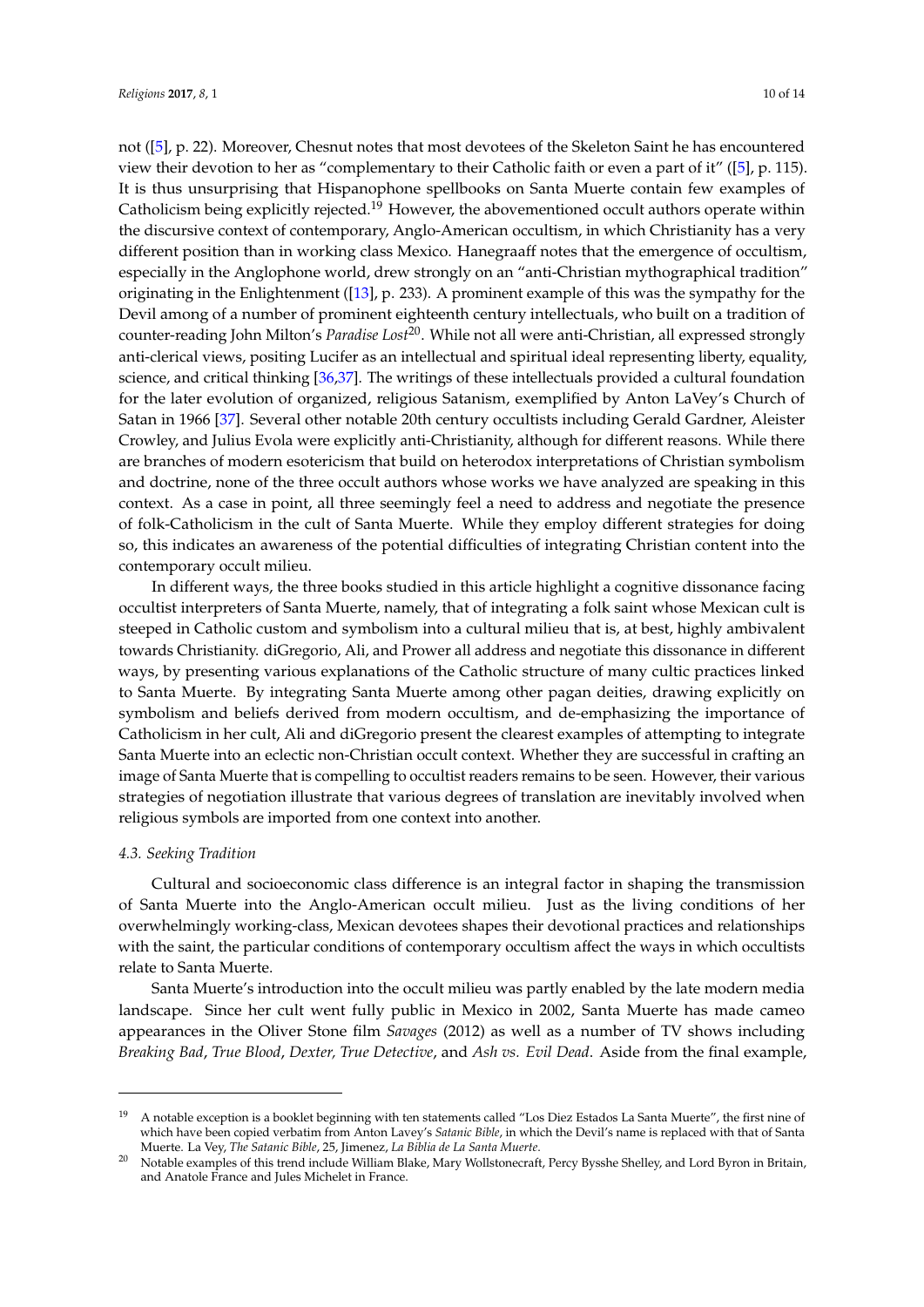not ([5], p. 22). Moreover, Chesnut notes that most devotees of the Skeleton Saint he has encountered view their devotion to her as "complementary to their Catholic faith or even a part of it" ([5], p. 115). It is thus unsurprising that Hispanophone spellbooks on Santa Muerte contain few examples of Catholicism being explicitly rejected.[19] However, the abovementioned occult authors operate within the discursive context of contemporary, Anglo-American occultism, in which Christianity has a very different position than in working class Mexico. Hanegraaff notes that the emergence of occultism, especially in the Anglophone world, drew strongly on an "anti-Christian mythographical tradition" originating in the Enlightenment ([13], p. 233). A prominent example of this was the sympathy for the Devil among of a number of prominent eighteenth century intellectuals, who built on a tradition of counter-reading John Milton's *Paradise Lost*[20]. While not all were anti-Christian, all expressed strongly anti-clerical views, positing Lucifer as an intellectual and spiritual ideal representing liberty, equality, science, and critical thinking [36,37]. The writings of these intellectuals provided a cultural foundation for the later evolution of organized, religious Satanism, exemplified by Anton LaVey's Church of Satan in 1966 [37]. Several other notable 20th century occultists including Gerald Gardner, Aleister Crowley, and Julius Evola were explicitly anti-Christianity, although for different reasons. While there are branches of modern esotericism that build on heterodox interpretations of Christian symbolism and doctrine, none of the three occult authors whose works we have analyzed are speaking in this context. As a case in point, all three seemingly feel a need to address and negotiate the presence of folk-Catholicism in the cult of Santa Muerte. While they employ different strategies for doing so, this indicates an awareness of the potential difficulties of integrating Christian content into the contemporary occult milieu.

In different ways, the three books studied in this article highlight a cognitive dissonance facing occultist interpreters of Santa Muerte, namely, that of integrating a folk saint whose Mexican cult is steeped in Catholic custom and symbolism into a cultural milieu that is, at best, highly ambivalent towards Christianity. diGregorio, Ali, and Prower all address and negotiate this dissonance in different ways, by presenting various explanations of the Catholic structure of many cultic practices linked to Santa Muerte. By integrating Santa Muerte among other pagan deities, drawing explicitly on symbolism and beliefs derived from modern occultism, and de-emphasizing the importance of Catholicism in her cult, Ali and diGregorio present the clearest examples of attempting to integrate Santa Muerte into an eclectic non-Christian occult context. Whether they are successful in crafting an image of Santa Muerte that is compelling to occultist readers remains to be seen. However, their various strategies of negotiation illustrate that various degrees of translation are inevitably involved when religious symbols are imported from one context into another.

### *4.3. Seeking Tradition*

Cultural and socioeconomic class difference is an integral factor in shaping the transmission of Santa Muerte into the Anglo-American occult milieu. Just as the living conditions of her overwhelmingly working-class, Mexican devotees shapes their devotional practices and relationships with the saint, the particular conditions of contemporary occultism affect the ways in which occultists relate to Santa Muerte.

Santa Muerte's introduction into the occult milieu was partly enabled by the late modern media landscape. Since her cult went fully public in Mexico in 2002, Santa Muerte has made cameo appearances in the Oliver Stone film *Savages* (2012) as well as a number of TV shows including *Breaking Bad*, *True Blood*, *Dexter, True Detective*, and *Ash vs. Evil Dead*. Aside from the final example,

---

[19] A notable exception is a booklet beginning with ten statements called "Los Diez Estados La Santa Muerte", the first nine of which have been copied verbatim from Anton Lavey's *Satanic Bible*, in which the Devil's name is replaced with that of Santa Muerte. La Vey, *The Satanic Bible*, 25, Jimenez, *La Biblia de La Santa Muerte*.

[20] Notable examples of this trend include William Blake, Mary Wollstonecraft, Percy Bysshe Shelley, and Lord Byron in Britain, and Anatole France and Jules Michelet in France.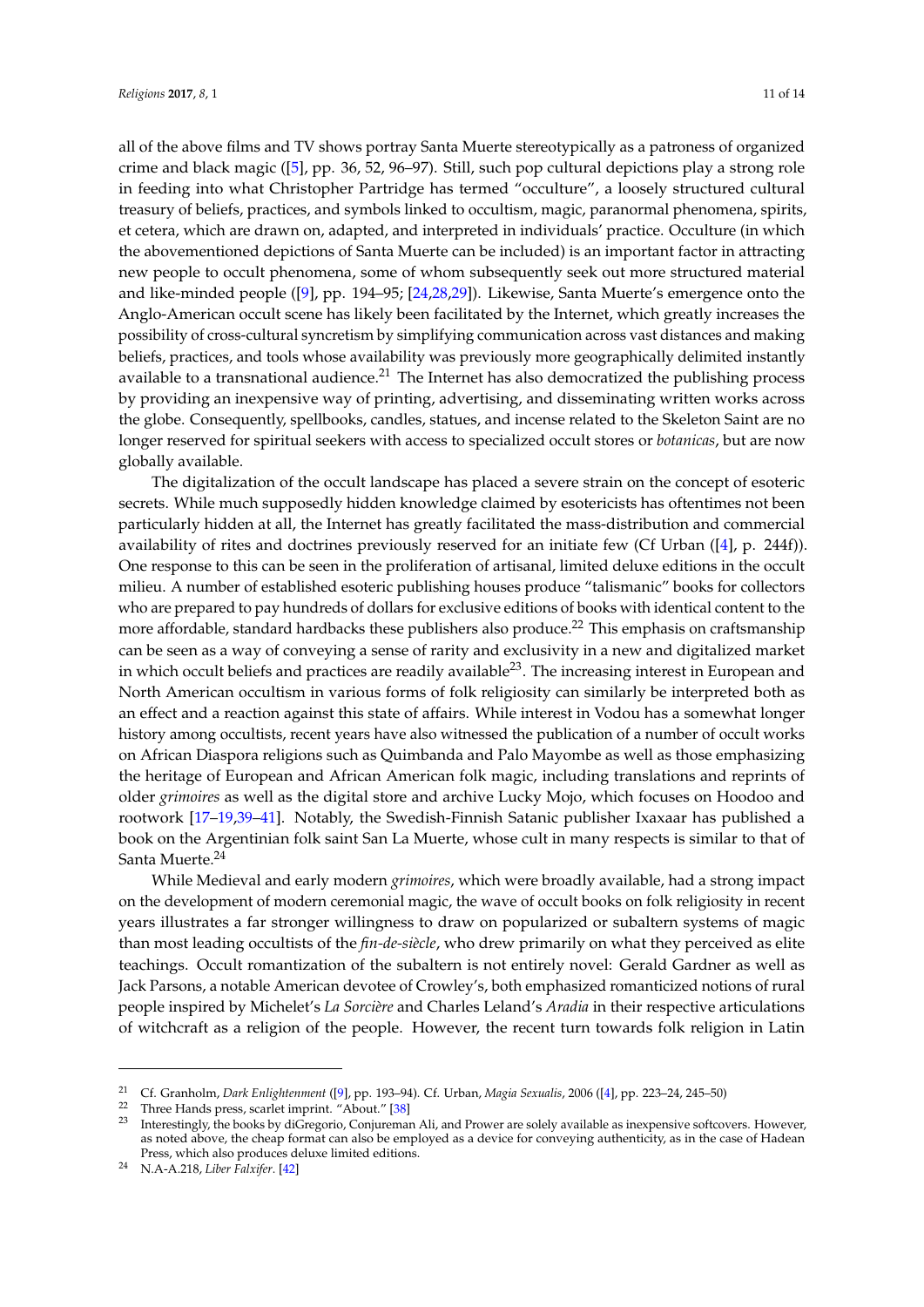all of the above films and TV shows portray Santa Muerte stereotypically as a patroness of organized crime and black magic ([5], pp. 36, 52, 96–97). Still, such pop cultural depictions play a strong role in feeding into what Christopher Partridge has termed "occulture", a loosely structured cultural treasury of beliefs, practices, and symbols linked to occultism, magic, paranormal phenomena, spirits, et cetera, which are drawn on, adapted, and interpreted in individuals' practice. Occulture (in which the abovementioned depictions of Santa Muerte can be included) is an important factor in attracting new people to occult phenomena, some of whom subsequently seek out more structured material and like-minded people ([9], pp. 194–95; [24,28,29]). Likewise, Santa Muerte's emergence onto the Anglo-American occult scene has likely been facilitated by the Internet, which greatly increases the possibility of cross-cultural syncretism by simplifying communication across vast distances and making beliefs, practices, and tools whose availability was previously more geographically delimited instantly available to a transnational audience.[21] The Internet has also democratized the publishing process by providing an inexpensive way of printing, advertising, and disseminating written works across the globe. Consequently, spellbooks, candles, statues, and incense related to the Skeleton Saint are no longer reserved for spiritual seekers with access to specialized occult stores or *botanicas*, but are now globally available.

The digitalization of the occult landscape has placed a severe strain on the concept of esoteric secrets. While much supposedly hidden knowledge claimed by esotericists has oftentimes not been particularly hidden at all, the Internet has greatly facilitated the mass-distribution and commercial availability of rites and doctrines previously reserved for an initiate few (Cf Urban ([4], p. 244f)). One response to this can be seen in the proliferation of artisanal, limited deluxe editions in the occult milieu. A number of established esoteric publishing houses produce "talismanic" books for collectors who are prepared to pay hundreds of dollars for exclusive editions of books with identical content to the more affordable, standard hardbacks these publishers also produce.[22] This emphasis on craftsmanship can be seen as a way of conveying a sense of rarity and exclusivity in a new and digitalized market in which occult beliefs and practices are readily available[23]. The increasing interest in European and North American occultism in various forms of folk religiosity can similarly be interpreted both as an effect and a reaction against this state of affairs. While interest in Vodou has a somewhat longer history among occultists, recent years have also witnessed the publication of a number of occult works on African Diaspora religions such as Quimbanda and Palo Mayombe as well as those emphasizing the heritage of European and African American folk magic, including translations and reprints of older *grimoires* as well as the digital store and archive Lucky Mojo, which focuses on Hoodoo and rootwork [17–19,39–41]. Notably, the Swedish-Finnish Satanic publisher Ixaxaar has published a book on the Argentinian folk saint San La Muerte, whose cult in many respects is similar to that of Santa Muerte.[24]

While Medieval and early modern *grimoires*, which were broadly available, had a strong impact on the development of modern ceremonial magic, the wave of occult books on folk religiosity in recent years illustrates a far stronger willingness to draw on popularized or subaltern systems of magic than most leading occultists of the *fin-de-siècle*, who drew primarily on what they perceived as elite teachings. Occult romantization of the subaltern is not entirely novel: Gerald Gardner as well as Jack Parsons, a notable American devotee of Crowley's, both emphasized romanticized notions of rural people inspired by Michelet's *La Sorcière* and Charles Leland's *Aradia* in their respective articulations of witchcraft as a religion of the people. However, the recent turn towards folk religion in Latin

---

[21] Cf. Granholm, *Dark Enlightenment* ([9], pp. 193–94). Cf. Urban, *Magia Sexualis*, 2006 ([4], pp. 223–24, 245–50)

[22] Three Hands press, scarlet imprint. "About." [38]

[23] Interestingly, the books by diGregorio, Conjureman Ali, and Prower are solely available as inexpensive softcovers. However, as noted above, the cheap format can also be employed as a device for conveying authenticity, as in the case of Hadean Press, which also produces deluxe limited editions.

[24] N.A-A.218, *Liber Falxifer*. [42]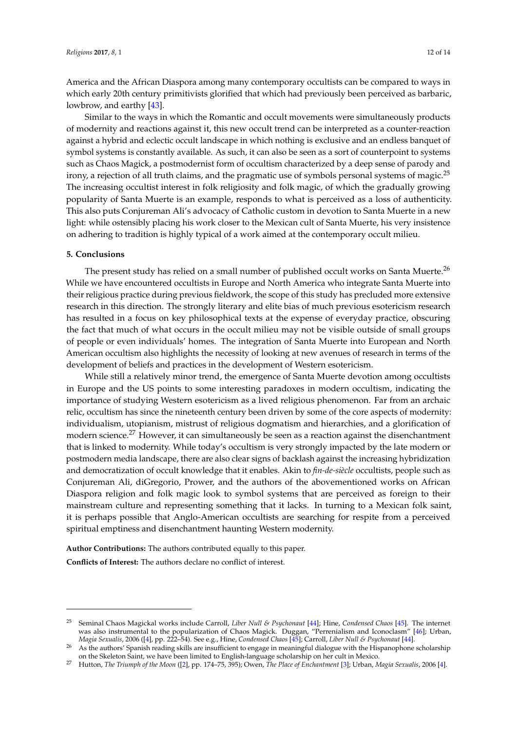America and the African Diaspora among many contemporary occultists can be compared to ways in which early 20th century primitivists glorified that which had previously been perceived as barbaric, lowbrow, and earthy [43].

Similar to the ways in which the Romantic and occult movements were simultaneously products of modernity and reactions against it, this new occult trend can be interpreted as a counter-reaction against a hybrid and eclectic occult landscape in which nothing is exclusive and an endless banquet of symbol systems is constantly available. As such, it can also be seen as a sort of counterpoint to systems such as Chaos Magick, a postmodernist form of occultism characterized by a deep sense of parody and irony, a rejection of all truth claims, and the pragmatic use of symbols personal systems of magic.[25] The increasing occultist interest in folk religiosity and folk magic, of which the gradually growing popularity of Santa Muerte is an example, responds to what is perceived as a loss of authenticity. This also puts Conjureman Ali's advocacy of Catholic custom in devotion to Santa Muerte in a new light: while ostensibly placing his work closer to the Mexican cult of Santa Muerte, his very insistence on adhering to tradition is highly typical of a work aimed at the contemporary occult milieu.

## 5. Conclusions

The present study has relied on a small number of published occult works on Santa Muerte.[26] While we have encountered occultists in Europe and North America who integrate Santa Muerte into their religious practice during previous fieldwork, the scope of this study has precluded more extensive research in this direction. The strongly literary and elite bias of much previous esotericism research has resulted in a focus on key philosophical texts at the expense of everyday practice, obscuring the fact that much of what occurs in the occult milieu may not be visible outside of small groups of people or even individuals' homes. The integration of Santa Muerte into European and North American occultism also highlights the necessity of looking at new avenues of research in terms of the development of beliefs and practices in the development of Western esotericism.

While still a relatively minor trend, the emergence of Santa Muerte devotion among occultists in Europe and the US points to some interesting paradoxes in modern occultism, indicating the importance of studying Western esotericism as a lived religious phenomenon. Far from an archaic relic, occultism has since the nineteenth century been driven by some of the core aspects of modernity: individualism, utopianism, mistrust of religious dogmatism and hierarchies, and a glorification of modern science.[27] However, it can simultaneously be seen as a reaction against the disenchantment that is linked to modernity. While today's occultism is very strongly impacted by the late modern or postmodern media landscape, there are also clear signs of backlash against the increasing hybridization and democratization of occult knowledge that it enables. Akin to *fin-de-siècle* occultists, people such as Conjureman Ali, diGregorio, Prower, and the authors of the abovementioned works on African Diaspora religion and folk magic look to symbol systems that are perceived as foreign to their mainstream culture and representing something that it lacks. In turning to a Mexican folk saint, it is perhaps possible that Anglo-American occultists are searching for respite from a perceived spiritual emptiness and disenchantment haunting Western modernity.

**Author Contributions:** The authors contributed equally to this paper.

**Conflicts of Interest:** The authors declare no conflict of interest.

---

[25] Seminal Chaos Magickal works include Carroll, *Liber Null & Psychonaut* [44]; Hine, *Condensed Chaos* [45]. The internet was also instrumental to the popularization of Chaos Magick. Duggan, "Perrenialism and Iconoclasm" [46]; Urban, *Magia Sexualis*, 2006 ([4], pp. 222–54). See e.g., Hine, *Condensed Chaos* [45]; Carroll, *Liber Null & Psychonaut* [44].

[26] As the authors' Spanish reading skills are insufficient to engage in meaningful dialogue with the Hispanophone scholarship on the Skeleton Saint, we have been limited to English-language scholarship on her cult in Mexico.

[27] Hutton, *The Triumph of the Moon* ([2], pp. 174–75, 395); Owen, *The Place of Enchantment* [3]; Urban, *Magia Sexualis*, 2006 [4].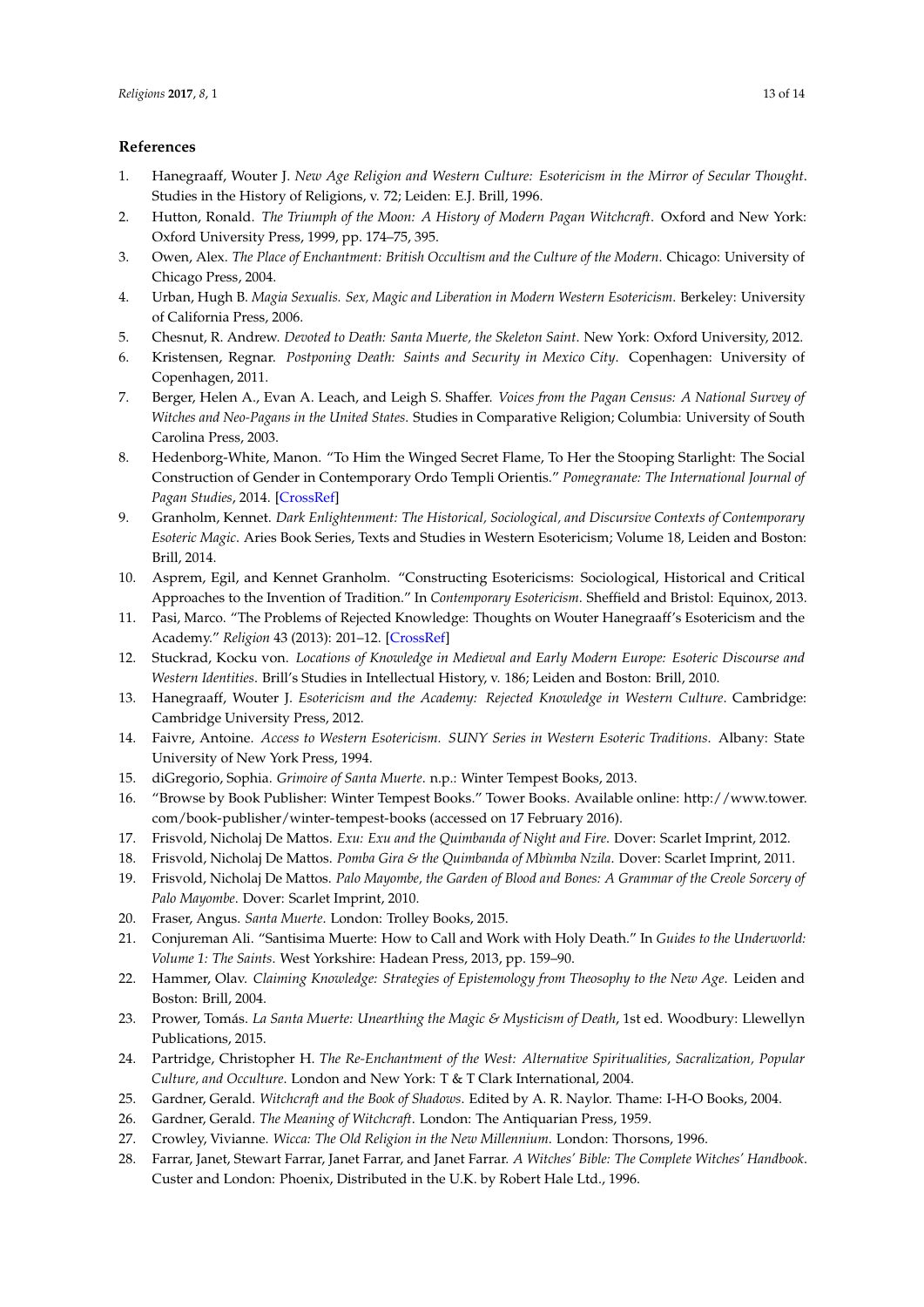## References

1. Hanegraaff, Wouter J. *New Age Religion and Western Culture: Esotericism in the Mirror of Secular Thought*. Studies in the History of Religions, v. 72; Leiden: E.J. Brill, 1996.
2. Hutton, Ronald. *The Triumph of the Moon: A History of Modern Pagan Witchcraft*. Oxford and New York: Oxford University Press, 1999, pp. 174–75, 395.
3. Owen, Alex. *The Place of Enchantment: British Occultism and the Culture of the Modern*. Chicago: University of Chicago Press, 2004.
4. Urban, Hugh B. *Magia Sexualis. Sex, Magic and Liberation in Modern Western Esotericism*. Berkeley: University of California Press, 2006.
5. Chesnut, R. Andrew. *Devoted to Death: Santa Muerte, the Skeleton Saint*. New York: Oxford University, 2012.
6. Kristensen, Regnar. *Postponing Death: Saints and Security in Mexico City*. Copenhagen: University of Copenhagen, 2011.
7. Berger, Helen A., Evan A. Leach, and Leigh S. Shaffer. *Voices from the Pagan Census: A National Survey of Witches and Neo-Pagans in the United States*. Studies in Comparative Religion; Columbia: University of South Carolina Press, 2003.
8. Hedenborg-White, Manon. "To Him the Winged Secret Flame, To Her the Stooping Starlight: The Social Construction of Gender in Contemporary Ordo Templi Orientis." *Pomegranate: The International Journal of Pagan Studies*, 2014. [CrossRef]
9. Granholm, Kennet. *Dark Enlightenment: The Historical, Sociological, and Discursive Contexts of Contemporary Esoteric Magic*. Aries Book Series, Texts and Studies in Western Esotericism; Volume 18, Leiden and Boston: Brill, 2014.
10. Asprem, Egil, and Kennet Granholm. "Constructing Esotericisms: Sociological, Historical and Critical Approaches to the Invention of Tradition." In *Contemporary Esotericism*. Sheffield and Bristol: Equinox, 2013.
11. Pasi, Marco. "The Problems of Rejected Knowledge: Thoughts on Wouter Hanegraaff's Esotericism and the Academy." *Religion* 43 (2013): 201–12. [CrossRef]
12. Stuckrad, Kocku von. *Locations of Knowledge in Medieval and Early Modern Europe: Esoteric Discourse and Western Identities*. Brill's Studies in Intellectual History, v. 186; Leiden and Boston: Brill, 2010.
13. Hanegraaff, Wouter J. *Esotericism and the Academy: Rejected Knowledge in Western Culture*. Cambridge: Cambridge University Press, 2012.
14. Faivre, Antoine. *Access to Western Esotericism. SUNY Series in Western Esoteric Traditions*. Albany: State University of New York Press, 1994.
15. diGregorio, Sophia. *Grimoire of Santa Muerte*. n.p.: Winter Tempest Books, 2013.
16. "Browse by Book Publisher: Winter Tempest Books." Tower Books. Available online: http://www.tower.com/book-publisher/winter-tempest-books (accessed on 17 February 2016).
17. Frisvold, Nicholaj De Mattos. *Exu: Exu and the Quimbanda of Night and Fire*. Dover: Scarlet Imprint, 2012.
18. Frisvold, Nicholaj De Mattos. *Pomba Gira & the Quimbanda of Mbùmba Nzila*. Dover: Scarlet Imprint, 2011.
19. Frisvold, Nicholaj De Mattos. *Palo Mayombe, the Garden of Blood and Bones: A Grammar of the Creole Sorcery of Palo Mayombe*. Dover: Scarlet Imprint, 2010.
20. Fraser, Angus. *Santa Muerte*. London: Trolley Books, 2015.
21. Conjureman Ali. "Santisima Muerte: How to Call and Work with Holy Death." In *Guides to the Underworld: Volume 1: The Saints*. West Yorkshire: Hadean Press, 2013, pp. 159–90.
22. Hammer, Olav. *Claiming Knowledge: Strategies of Epistemology from Theosophy to the New Age*. Leiden and Boston: Brill, 2004.
23. Prower, Tomás. *La Santa Muerte: Unearthing the Magic & Mysticism of Death*, 1st ed. Woodbury: Llewellyn Publications, 2015.
24. Partridge, Christopher H. *The Re-Enchantment of the West: Alternative Spiritualities, Sacralization, Popular Culture, and Occulture*. London and New York: T & T Clark International, 2004.
25. Gardner, Gerald. *Witchcraft and the Book of Shadows*. Edited by A. R. Naylor. Thame: I-H-O Books, 2004.
26. Gardner, Gerald. *The Meaning of Witchcraft*. London: The Antiquarian Press, 1959.
27. Crowley, Vivianne. *Wicca: The Old Religion in the New Millennium*. London: Thorsons, 1996.
28. Farrar, Janet, Stewart Farrar, Janet Farrar, and Janet Farrar. *A Witches' Bible: The Complete Witches' Handbook*. Custer and London: Phoenix, Distributed in the U.K. by Robert Hale Ltd., 1996.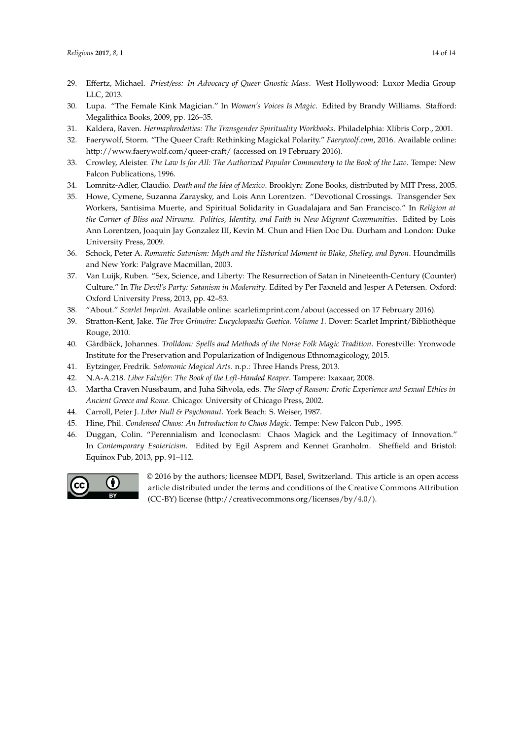29. Effertz, Michael. *Priest/ess: In Advocacy of Queer Gnostic Mass*. West Hollywood: Luxor Media Group LLC, 2013.
30. Lupa. "The Female Kink Magician." In *Women's Voices Is Magic*. Edited by Brandy Williams. Stafford: Megalithica Books, 2009, pp. 126–35.
31. Kaldera, Raven. *Hermaphrodeities: The Transgender Spirituality Workbooks*. Philadelphia: Xlibris Corp., 2001.
32. Faerywolf, Storm. "The Queer Craft: Rethinking Magickal Polarity." *Faerywolf.com*, 2016. Available online: http://www.faerywolf.com/queer-craft/ (accessed on 19 February 2016).
33. Crowley, Aleister. *The Law Is for All: The Authorized Popular Commentary to the Book of the Law*. Tempe: New Falcon Publications, 1996.
34. Lomnitz-Adler, Claudio. *Death and the Idea of Mexico*. Brooklyn: Zone Books, distributed by MIT Press, 2005.
35. Howe, Cymene, Suzanna Zaraysky, and Lois Ann Lorentzen. "Devotional Crossings. Transgender Sex Workers, Santisima Muerte, and Spiritual Solidarity in Guadalajara and San Francisco." In *Religion at the Corner of Bliss and Nirvana. Politics, Identity, and Faith in New Migrant Communities*. Edited by Lois Ann Lorentzen, Joaquin Jay Gonzalez III, Kevin M. Chun and Hien Doc Du. Durham and London: Duke University Press, 2009.
36. Schock, Peter A. *Romantic Satanism: Myth and the Historical Moment in Blake, Shelley, and Byron*. Houndmills and New York: Palgrave Macmillan, 2003.
37. Van Luijk, Ruben. "Sex, Science, and Liberty: The Resurrection of Satan in Nineteenth-Century (Counter) Culture." In *The Devil's Party: Satanism in Modernity*. Edited by Per Faxneld and Jesper A Petersen. Oxford: Oxford University Press, 2013, pp. 42–53.
38. "About." *Scarlet Imprint*. Available online: scarletimprint.com/about (accessed on 17 February 2016).
39. Stratton-Kent, Jake. *The Trve Grimoire: Encyclopaedia Goetica. Volume 1*. Dover: Scarlet Imprint/Bibliothèque Rouge, 2010.
40. Gårdbäck, Johannes. *Trolldom: Spells and Methods of the Norse Folk Magic Tradition*. Forestville: Yronwode Institute for the Preservation and Popularization of Indigenous Ethnomagicology, 2015.
41. Eytzinger, Fredrik. *Salomonic Magical Arts*. n.p.: Three Hands Press, 2013.
42. N.A-A.218. *Liber Falxifer: The Book of the Left-Handed Reaper*. Tampere: Ixaxaar, 2008.
43. Martha Craven Nussbaum, and Juha Sihvola, eds. *The Sleep of Reason: Erotic Experience and Sexual Ethics in Ancient Greece and Rome*. Chicago: University of Chicago Press, 2002.
44. Carroll, Peter J. *Liber Null & Psychonaut*. York Beach: S. Weiser, 1987.
45. Hine, Phil. *Condensed Chaos: An Introduction to Chaos Magic*. Tempe: New Falcon Pub., 1995.
46. Duggan, Colin. "Perennialism and Iconoclasm: Chaos Magick and the Legitimacy of Innovation." In *Contemporary Esotericism*. Edited by Egil Asprem and Kennet Granholm. Sheffield and Bristol: Equinox Pub, 2013, pp. 91–112.

© 2016 by the authors; licensee MDPI, Basel, Switzerland. This article is an open access article distributed under the terms and conditions of the Creative Commons Attribution (CC-BY) license (http://creativecommons.org/licenses/by/4.0/).